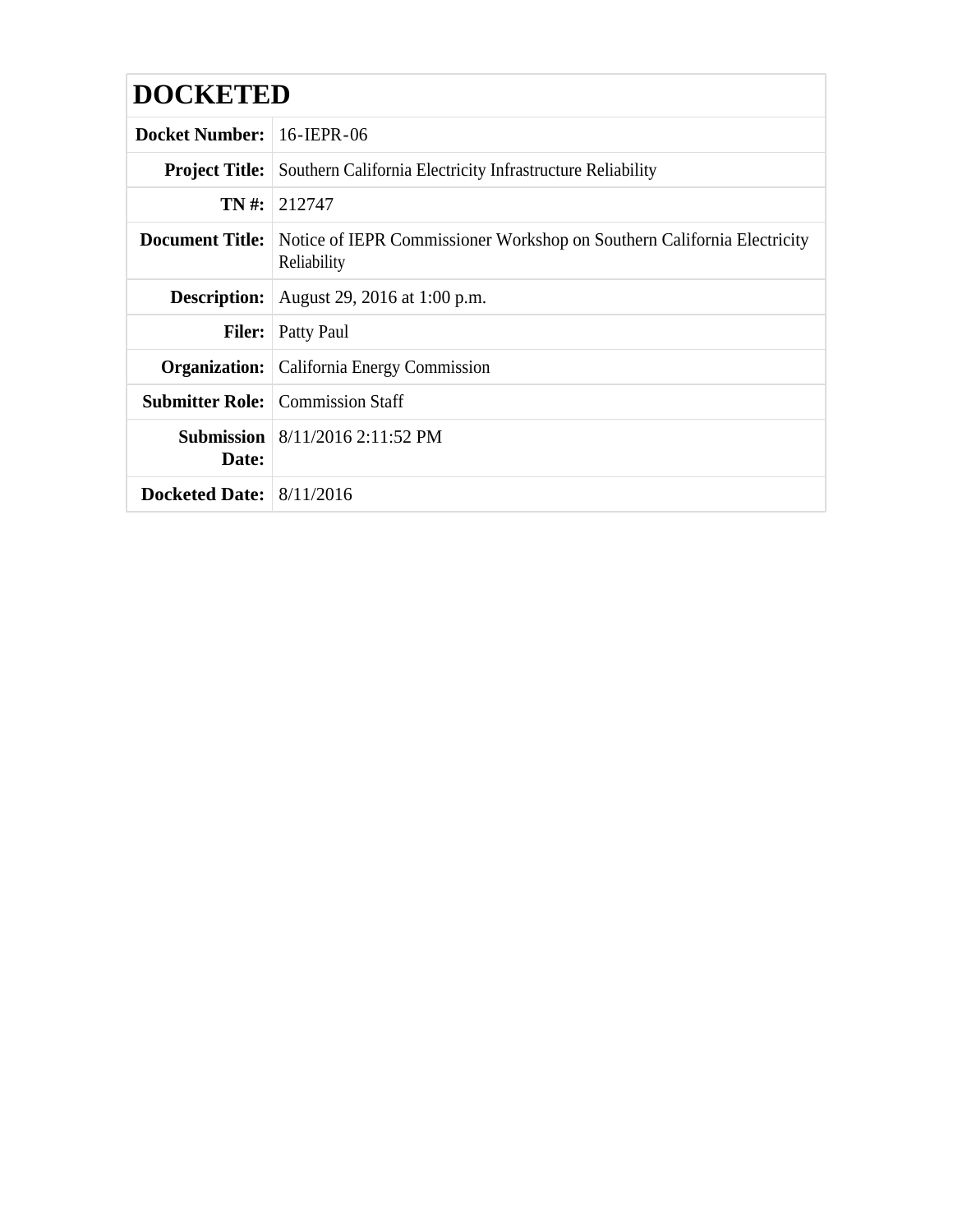# DOCKETED

| | |
|---|---|
| **Docket Number:** | 16-IEPR-06 |
| **Project Title:** | Southern California Electricity Infrastructure Reliability |
| **TN #:** | 212747 |
| **Document Title:** | Notice of IEPR Commissioner Workshop on Southern California Electricity Reliability |
| **Description:** | August 29, 2016 at 1:00 p.m. |
| **Filer:** | Patty Paul |
| **Organization:** | California Energy Commission |
| **Submitter Role:** | Commission Staff |
| **Submission Date:** | 8/11/2016 2:11:52 PM |
| **Docketed Date:** | 8/11/2016 |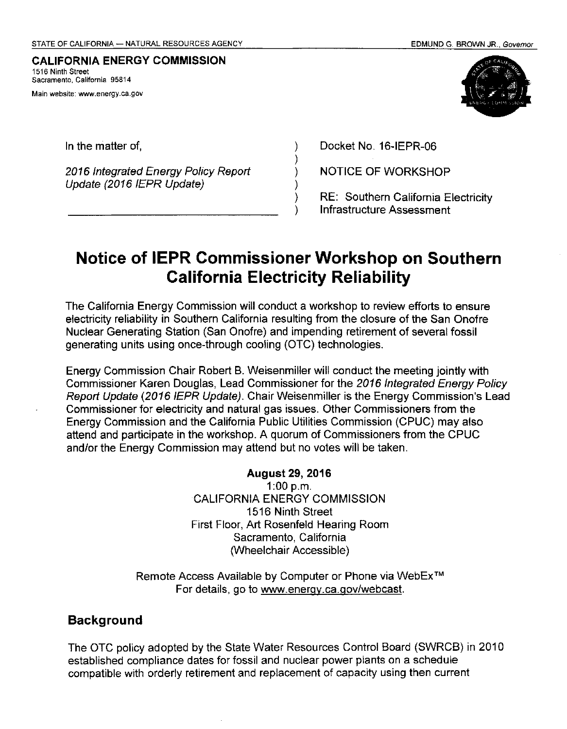STATE OF CALIFORNIA — NATURAL RESOURCES AGENCY EDMUND G. BROWN JR., *Governor*

**CALIFORNIA ENERGY COMMISSION**
1516 Ninth Street
Sacramento, California 95814
Main website: www.energy.ca.gov

| In the matter of, | ) | Docket No. 16-IEPR-06 |
| --- | --- | --- |
| | ) | |
| *2016 Integrated Energy Policy Report Update (2016 IEPR Update)* | ) | NOTICE OF WORKSHOP |
| | ) | |
| | ) | RE: Southern California Electricity Infrastructure Assessment |

# Notice of IEPR Commissioner Workshop on Southern California Electricity Reliability

The California Energy Commission will conduct a workshop to review efforts to ensure electricity reliability in Southern California resulting from the closure of the San Onofre Nuclear Generating Station (San Onofre) and impending retirement of several fossil generating units using once-through cooling (OTC) technologies.

Energy Commission Chair Robert B. Weisenmiller will conduct the meeting jointly with Commissioner Karen Douglas, Lead Commissioner for the *2016 Integrated Energy Policy Report Update (2016 IEPR Update)*. Chair Weisenmiller is the Energy Commission's Lead Commissioner for electricity and natural gas issues. Other Commissioners from the Energy Commission and the California Public Utilities Commission (CPUC) may also attend and participate in the workshop. A quorum of Commissioners from the CPUC and/or the Energy Commission may attend but no votes will be taken.

**August 29, 2016**
1:00 p.m.
CALIFORNIA ENERGY COMMISSION
1516 Ninth Street
First Floor, Art Rosenfeld Hearing Room
Sacramento, California
(Wheelchair Accessible)

Remote Access Available by Computer or Phone via WebEx™
For details, go to www.energy.ca.gov/webcast.

## Background

The OTC policy adopted by the State Water Resources Control Board (SWRCB) in 2010 established compliance dates for fossil and nuclear power plants on a schedule compatible with orderly retirement and replacement of capacity using then current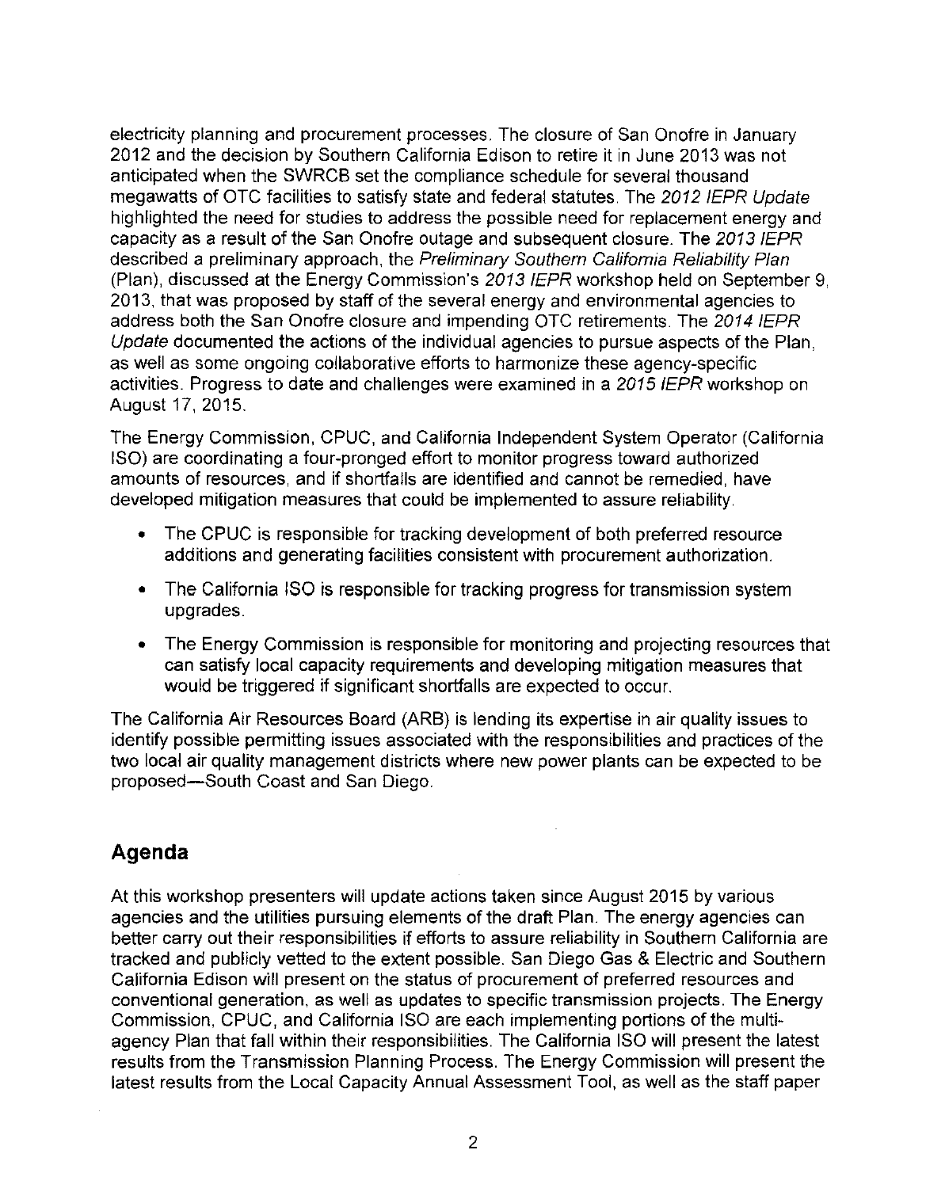electricity planning and procurement processes. The closure of San Onofre in January 2012 and the decision by Southern California Edison to retire it in June 2013 was not anticipated when the SWRCB set the compliance schedule for several thousand megawatts of OTC facilities to satisfy state and federal statutes. The *2012 IEPR Update* highlighted the need for studies to address the possible need for replacement energy and capacity as a result of the San Onofre outage and subsequent closure. The *2013 IEPR* described a preliminary approach, the *Preliminary Southern California Reliability Plan* (Plan), discussed at the Energy Commission's *2013 IEPR* workshop held on September 9, 2013, that was proposed by staff of the several energy and environmental agencies to address both the San Onofre closure and impending OTC retirements. The *2014 IEPR Update* documented the actions of the individual agencies to pursue aspects of the Plan, as well as some ongoing collaborative efforts to harmonize these agency-specific activities. Progress to date and challenges were examined in a *2015 IEPR* workshop on August 17, 2015.

The Energy Commission, CPUC, and California Independent System Operator (California ISO) are coordinating a four-pronged effort to monitor progress toward authorized amounts of resources, and if shortfalls are identified and cannot be remedied, have developed mitigation measures that could be implemented to assure reliability.

- The CPUC is responsible for tracking development of both preferred resource additions and generating facilities consistent with procurement authorization.
- The California ISO is responsible for tracking progress for transmission system upgrades.
- The Energy Commission is responsible for monitoring and projecting resources that can satisfy local capacity requirements and developing mitigation measures that would be triggered if significant shortfalls are expected to occur.

The California Air Resources Board (ARB) is lending its expertise in air quality issues to identify possible permitting issues associated with the responsibilities and practices of the two local air quality management districts where new power plants can be expected to be proposed—South Coast and San Diego.

## Agenda

At this workshop presenters will update actions taken since August 2015 by various agencies and the utilities pursuing elements of the draft Plan. The energy agencies can better carry out their responsibilities if efforts to assure reliability in Southern California are tracked and publicly vetted to the extent possible. San Diego Gas & Electric and Southern California Edison will present on the status of procurement of preferred resources and conventional generation, as well as updates to specific transmission projects. The Energy Commission, CPUC, and California ISO are each implementing portions of the multi-agency Plan that fall within their responsibilities. The California ISO will present the latest results from the Transmission Planning Process. The Energy Commission will present the latest results from the Local Capacity Annual Assessment Tool, as well as the staff paper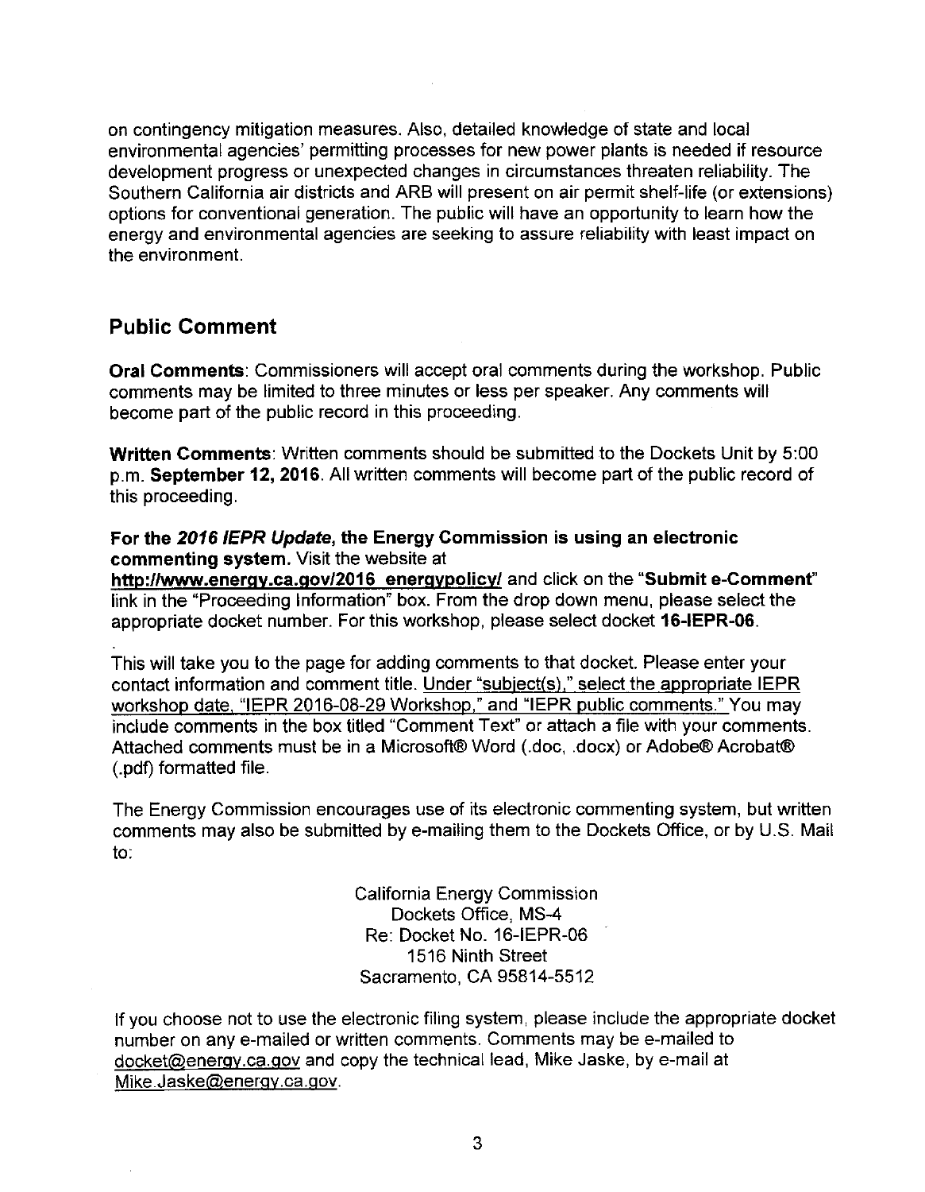on contingency mitigation measures. Also, detailed knowledge of state and local environmental agencies' permitting processes for new power plants is needed if resource development progress or unexpected changes in circumstances threaten reliability. The Southern California air districts and ARB will present on air permit shelf-life (or extensions) options for conventional generation. The public will have an opportunity to learn how the energy and environmental agencies are seeking to assure reliability with least impact on the environment.

## Public Comment

**Oral Comments**: Commissioners will accept oral comments during the workshop. Public comments may be limited to three minutes or less per speaker. Any comments will become part of the public record in this proceeding.

**Written Comments**: Written comments should be submitted to the Dockets Unit by 5:00 p.m. **September 12, 2016**. All written comments will become part of the public record of this proceeding.

**For the *2016 IEPR Update*, the Energy Commission is using an electronic commenting system.** Visit the website at **http://www.energy.ca.gov/2016_energypolicy/** and click on the "**Submit e-Comment**" link in the "Proceeding Information" box. From the drop down menu, please select the appropriate docket number. For this workshop, please select docket **16-IEPR-06**.

This will take you to the page for adding comments to that docket. Please enter your contact information and comment title. Under "subject(s)," select the appropriate IEPR workshop date, "IEPR 2016-08-29 Workshop," and "IEPR public comments." You may include comments in the box titled "Comment Text" or attach a file with your comments. Attached comments must be in a Microsoft® Word (.doc, .docx) or Adobe® Acrobat® (.pdf) formatted file.

The Energy Commission encourages use of its electronic commenting system, but written comments may also be submitted by e-mailing them to the Dockets Office, or by U.S. Mail to:

California Energy Commission
Dockets Office, MS-4
Re: Docket No. 16-IEPR-06
1516 Ninth Street
Sacramento, CA 95814-5512

If you choose not to use the electronic filing system, please include the appropriate docket number on any e-mailed or written comments. Comments may be e-mailed to docket@energy.ca.gov and copy the technical lead, Mike Jaske, by e-mail at Mike.Jaske@energy.ca.gov.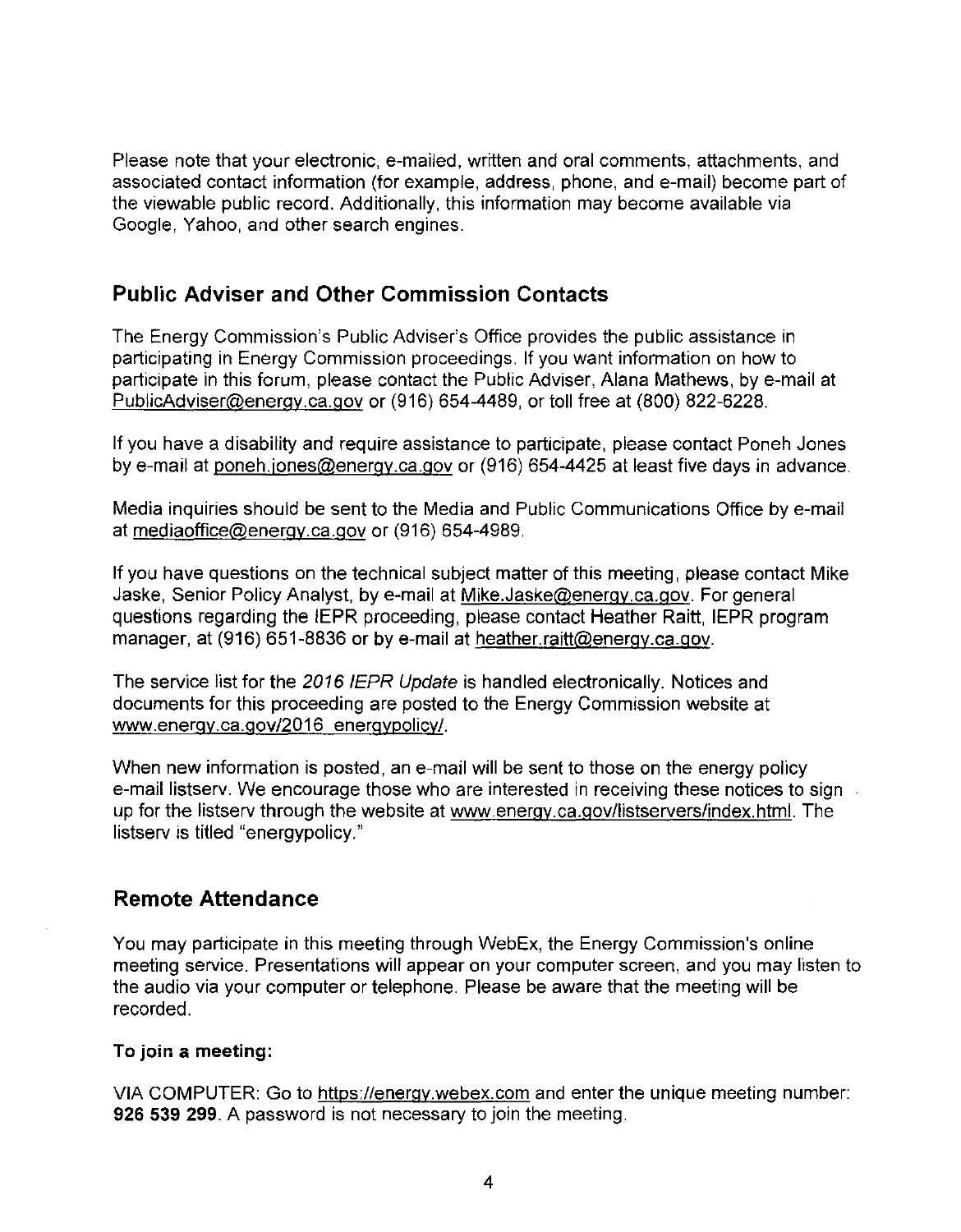Please note that your electronic, e-mailed, written and oral comments, attachments, and associated contact information (for example, address, phone, and e-mail) become part of the viewable public record. Additionally, this information may become available via Google, Yahoo, and other search engines.

## Public Adviser and Other Commission Contacts

The Energy Commission's Public Adviser's Office provides the public assistance in participating in Energy Commission proceedings. If you want information on how to participate in this forum, please contact the Public Adviser, Alana Mathews, by e-mail at PublicAdviser@energy.ca.gov or (916) 654-4489, or toll free at (800) 822-6228.

If you have a disability and require assistance to participate, please contact Poneh Jones by e-mail at poneh.jones@energy.ca.gov or (916) 654-4425 at least five days in advance.

Media inquiries should be sent to the Media and Public Communications Office by e-mail at mediaoffice@energy.ca.gov or (916) 654-4989.

If you have questions on the technical subject matter of this meeting, please contact Mike Jaske, Senior Policy Analyst, by e-mail at Mike.Jaske@energy.ca.gov. For general questions regarding the IEPR proceeding, please contact Heather Raitt, IEPR program manager, at (916) 651-8836 or by e-mail at heather.raitt@energy.ca.gov.

The service list for the *2016 IEPR Update* is handled electronically. Notices and documents for this proceeding are posted to the Energy Commission website at www.energy.ca.gov/2016_energypolicy/.

When new information is posted, an e-mail will be sent to those on the energy policy e-mail listserv. We encourage those who are interested in receiving these notices to sign up for the listserv through the website at www.energy.ca.gov/listservers/index.html. The listserv is titled "energypolicy."

## Remote Attendance

You may participate in this meeting through WebEx, the Energy Commission's online meeting service. Presentations will appear on your computer screen, and you may listen to the audio via your computer or telephone. Please be aware that the meeting will be recorded.

**To join a meeting:**

VIA COMPUTER: Go to https://energy.webex.com and enter the unique meeting number: **926 539 299**. A password is not necessary to join the meeting.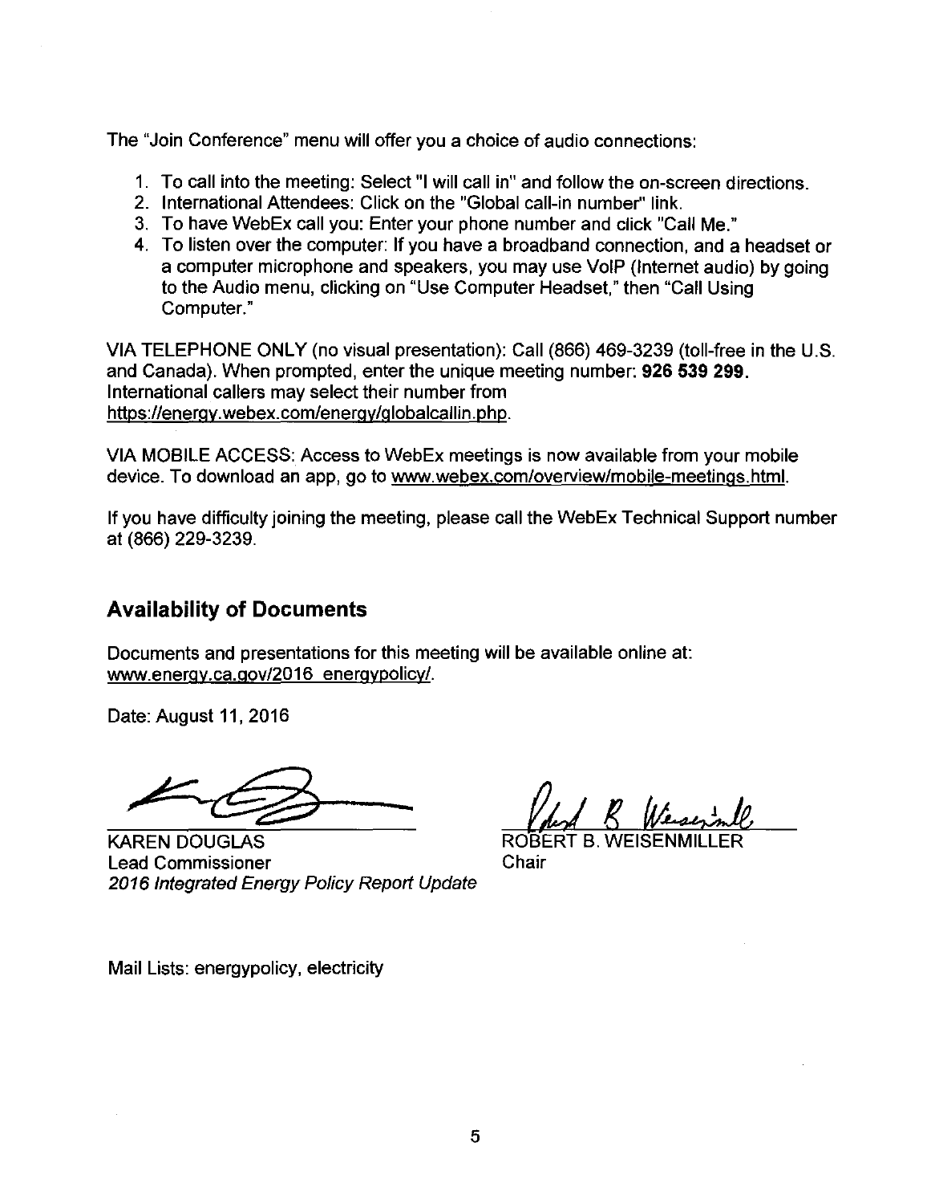The "Join Conference" menu will offer you a choice of audio connections:

1. To call into the meeting: Select "I will call in" and follow the on-screen directions.
2. International Attendees: Click on the "Global call-in number" link.
3. To have WebEx call you: Enter your phone number and click "Call Me."
4. To listen over the computer: If you have a broadband connection, and a headset or a computer microphone and speakers, you may use VoIP (Internet audio) by going to the Audio menu, clicking on "Use Computer Headset," then "Call Using Computer."

VIA TELEPHONE ONLY (no visual presentation): Call (866) 469-3239 (toll-free in the U.S. and Canada). When prompted, enter the unique meeting number: **926 539 299.** International callers may select their number from https://energy.webex.com/energy/globalcallin.php.

VIA MOBILE ACCESS: Access to WebEx meetings is now available from your mobile device. To download an app, go to www.webex.com/overview/mobile-meetings.html.

If you have difficulty joining the meeting, please call the WebEx Technical Support number at (866) 229-3239.

## Availability of Documents

Documents and presentations for this meeting will be available online at: www.energy.ca.gov/2016_energypolicy/.

Date: August 11, 2016

KAREN DOUGLAS
Lead Commissioner
*2016 Integrated Energy Policy Report Update*

ROBERT B. WEISENMILLER
Chair

Mail Lists: energypolicy, electricity